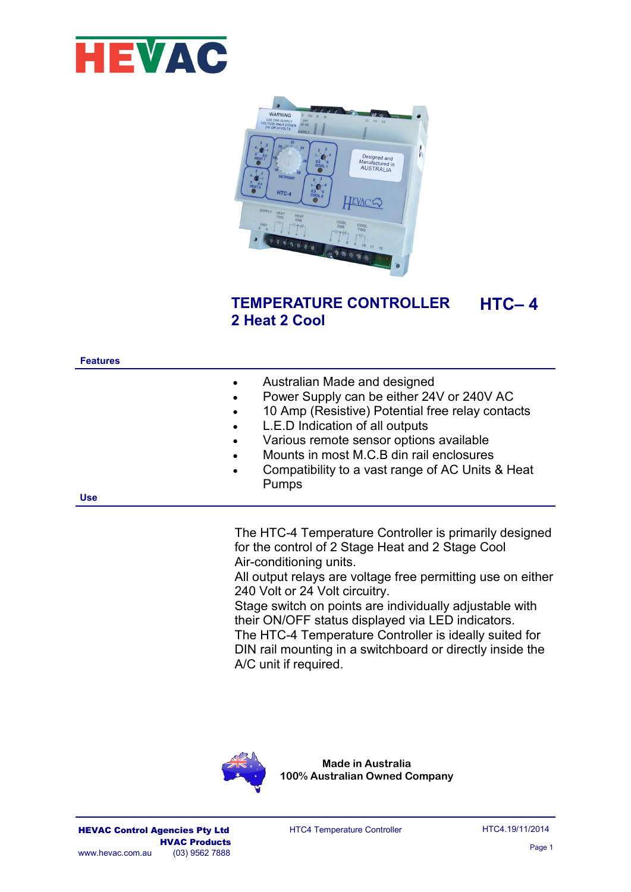# HEVAC

## TEMPERATURE CONTROLLER HTC– 4

## 2 Heat 2 Cool

### Features

- Australian Made and designed
- Power Supply can be either 24V or 240V AC
- 10 Amp (Resistive) Potential free relay contacts
- L.E.D Indication of all outputs
- Various remote sensor options available
- Mounts in most M.C.B din rail enclosures
- Compatibility to a vast range of AC Units & Heat Pumps

### Use

The HTC-4 Temperature Controller is primarily designed for the control of 2 Stage Heat and 2 Stage Cool Air-conditioning units.
All output relays are voltage free permitting use on either 240 Volt or 24 Volt circuitry.
Stage switch on points are individually adjustable with their ON/OFF status displayed via LED indicators.
The HTC-4 Temperature Controller is ideally suited for DIN rail mounting in a switchboard or directly inside the A/C unit if required.

**Made in Australia**
**100% Australian Owned Company**

**HEVAC Control Agencies Pty Ltd**
**HVAC Products**
www.hevac.com.au (03) 9562 7888

HTC4 Temperature Controller

HTC4.19/11/2014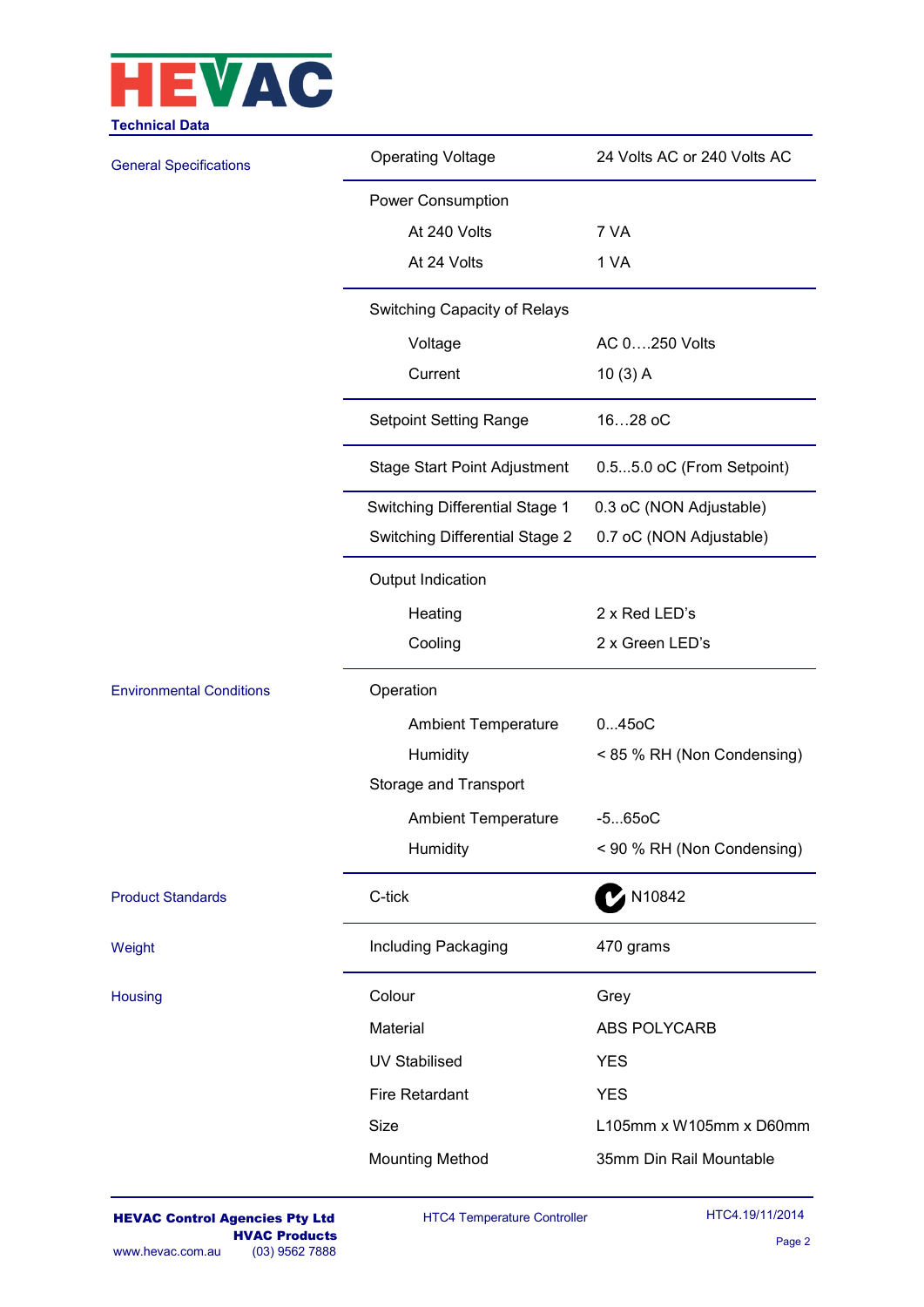## Technical Data

| Category | Item | Value |
|---|---|---|
| General Specifications | Operating Voltage | 24 Volts AC or 240 Volts AC |
| | Power Consumption | |
| | At 240 Volts | 7 VA |
| | At 24 Volts | 1 VA |
| | Switching Capacity of Relays | |
| | Voltage | AC 0….250 Volts |
| | Current | 10 (3) A |
| | Setpoint Setting Range | 16…28 oC |
| | Stage Start Point Adjustment | 0.5...5.0 oC (From Setpoint) |
| | Switching Differential Stage 1 | 0.3 oC (NON Adjustable) |
| | Switching Differential Stage 2 | 0.7 oC (NON Adjustable) |
| | Output Indication | |
| | Heating | 2 x Red LED's |
| | Cooling | 2 x Green LED's |
| Environmental Conditions | Operation | |
| | Ambient Temperature | 0...45oC |
| | Humidity | < 85 % RH (Non Condensing) |
| | Storage and Transport | |
| | Ambient Temperature | -5...65oC |
| | Humidity | < 90 % RH (Non Condensing) |
| Product Standards | C-tick | N10842 |
| Weight | Including Packaging | 470 grams |
| Housing | Colour | Grey |
| | Material | ABS POLYCARB |
| | UV Stabilised | YES |
| | Fire Retardant | YES |
| | Size | L105mm x W105mm x D60mm |
| | Mounting Method | 35mm Din Rail Mountable |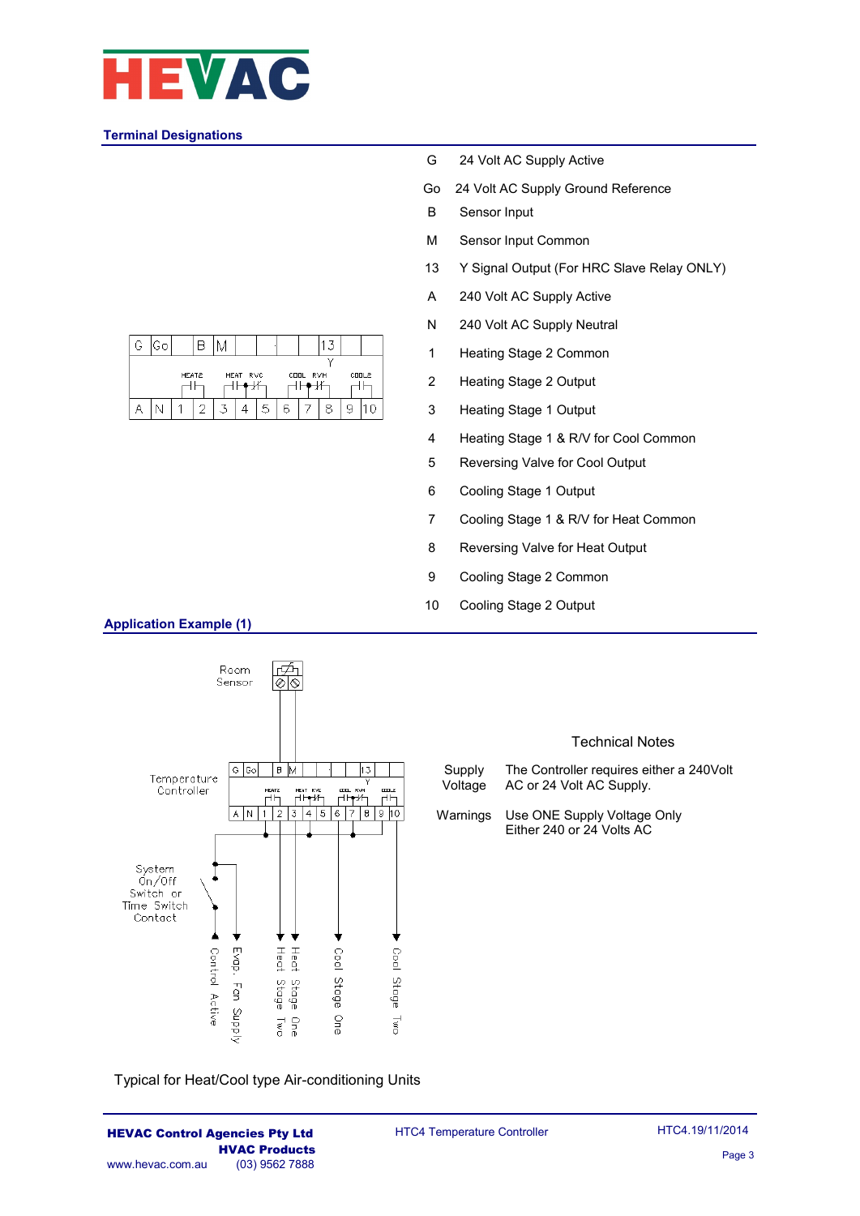## Terminal Designations

| Terminal | Designation |
|---|---|
| G | 24 Volt AC Supply Active |
| Go | 24 Volt AC Supply Ground Reference |
| B | Sensor Input |
| M | Sensor Input Common |
| 13 | Y Signal Output (For HRC Slave Relay ONLY) |
| A | 240 Volt AC Supply Active |
| N | 240 Volt AC Supply Neutral |
| 1 | Heating Stage 2 Common |
| 2 | Heating Stage 2 Output |
| 3 | Heating Stage 1 Output |
| 4 | Heating Stage 1 & R/V for Cool Common |
| 5 | Reversing Valve for Cool Output |
| 6 | Cooling Stage 1 Output |
| 7 | Cooling Stage 1 & R/V for Heat Common |
| 8 | Reversing Valve for Heat Output |
| 9 | Cooling Stage 2 Common |
| 10 | Cooling Stage 2 Output |

## Application Example (1)

### Technical Notes

| | |
|---|---|
| Supply Voltage | The Controller requires either a 240Volt AC or 24 Volt AC Supply. |
| Warnings | Use ONE Supply Voltage Only Either 240 or 24 Volts AC |

Typical for Heat/Cool type Air-conditioning Units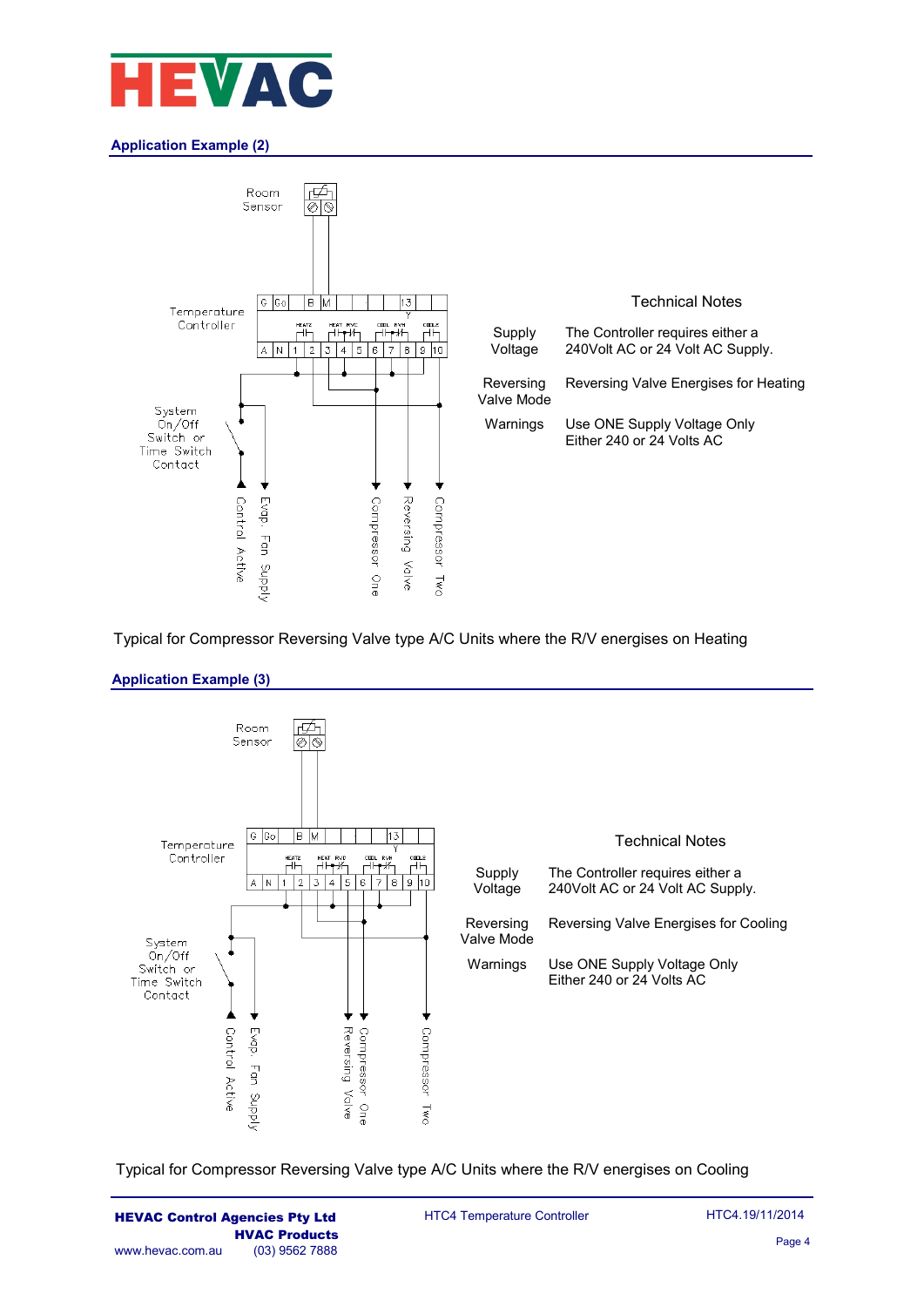## Application Example (2)

Room
Sensor

Temperature
Controller

G Go B M 13
Y

HEAT2 HEAT RVC COOL RVH COOL2

A N 1 2 3 4 5 6 7 8 9 10

System
On/Off
Switch or
Time Switch
Contact

Control Active
Evap. Fan Supply
Compressor One
Reversing Valve
Compressor Two

Technical Notes

| | |
|---|---|
| Supply Voltage | The Controller requires either a 240Volt AC or 24 Volt AC Supply. |
| Reversing Valve Mode | Reversing Valve Energises for Heating |
| Warnings | Use ONE Supply Voltage Only Either 240 or 24 Volts AC |

Typical for Compressor Reversing Valve type A/C Units where the R/V energises on Heating

## Application Example (3)

Room
Sensor

Temperature
Controller

G Go B M 13
Y

HEAT2 HEAT RVC COOL RVH COOL2

A N 1 2 3 4 5 6 7 8 9 10

System
On/Off
Switch or
Time Switch
Contact

Control Active
Evap. Fan Supply
Reversing Valve
Compressor One
Compressor Two

Technical Notes

| | |
|---|---|
| Supply Voltage | The Controller requires either a 240Volt AC or 24 Volt AC Supply. |
| Reversing Valve Mode | Reversing Valve Energises for Cooling |
| Warnings | Use ONE Supply Voltage Only Either 240 or 24 Volts AC |

Typical for Compressor Reversing Valve type A/C Units where the R/V energises on Cooling